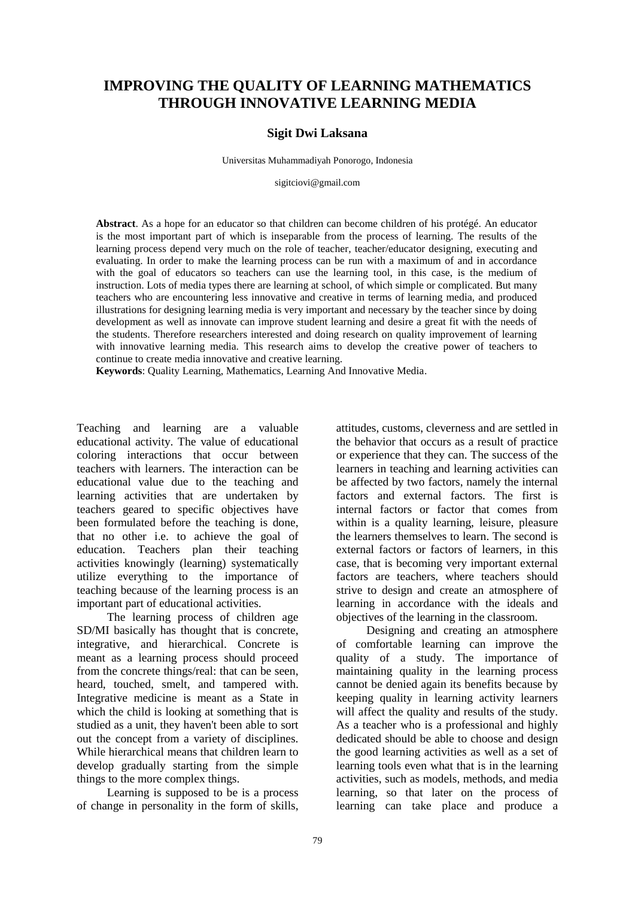# IMPROVING THE QUALITY OF LEARNING MATHEMATICS THROUGH INNOVATIVE LEARNING MEDIA

**Sigit Dwi Laksana**

Universitas Muhammadiyah Ponorogo, Indonesia

sigitciovi@gmail.com

**Abstract**. As a hope for an educator so that children can become children of his protégé. An educator is the most important part of which is inseparable from the process of learning. The results of the learning process depend very much on the role of teacher, teacher/educator designing, executing and evaluating. In order to make the learning process can be run with a maximum of and in accordance with the goal of educators so teachers can use the learning tool, in this case, is the medium of instruction. Lots of media types there are learning at school, of which simple or complicated. But many teachers who are encountering less innovative and creative in terms of learning media, and produced illustrations for designing learning media is very important and necessary by the teacher since by doing development as well as innovate can improve student learning and desire a great fit with the needs of the students. Therefore researchers interested and doing research on quality improvement of learning with innovative learning media. This research aims to develop the creative power of teachers to continue to create media innovative and creative learning.

**Keywords**: Quality Learning, Mathematics, Learning And Innovative Media.

Teaching and learning are a valuable educational activity. The value of educational coloring interactions that occur between teachers with learners. The interaction can be educational value due to the teaching and learning activities that are undertaken by teachers geared to specific objectives have been formulated before the teaching is done, that no other i.e. to achieve the goal of education. Teachers plan their teaching activities knowingly (learning) systematically utilize everything to the importance of teaching because of the learning process is an important part of educational activities.

The learning process of children age SD/MI basically has thought that is concrete, integrative, and hierarchical. Concrete is meant as a learning process should proceed from the concrete things/real: that can be seen, heard, touched, smelt, and tampered with. Integrative medicine is meant as a State in which the child is looking at something that is studied as a unit, they haven't been able to sort out the concept from a variety of disciplines. While hierarchical means that children learn to develop gradually starting from the simple things to the more complex things.

Learning is supposed to be is a process of change in personality in the form of skills, attitudes, customs, cleverness and are settled in the behavior that occurs as a result of practice or experience that they can. The success of the learners in teaching and learning activities can be affected by two factors, namely the internal factors and external factors. The first is internal factors or factor that comes from within is a quality learning, leisure, pleasure the learners themselves to learn. The second is external factors or factors of learners, in this case, that is becoming very important external factors are teachers, where teachers should strive to design and create an atmosphere of learning in accordance with the ideals and objectives of the learning in the classroom.

Designing and creating an atmosphere of comfortable learning can improve the quality of a study. The importance of maintaining quality in the learning process cannot be denied again its benefits because by keeping quality in learning activity learners will affect the quality and results of the study. As a teacher who is a professional and highly dedicated should be able to choose and design the good learning activities as well as a set of learning tools even what that is in the learning activities, such as models, methods, and media learning, so that later on the process of learning can take place and produce a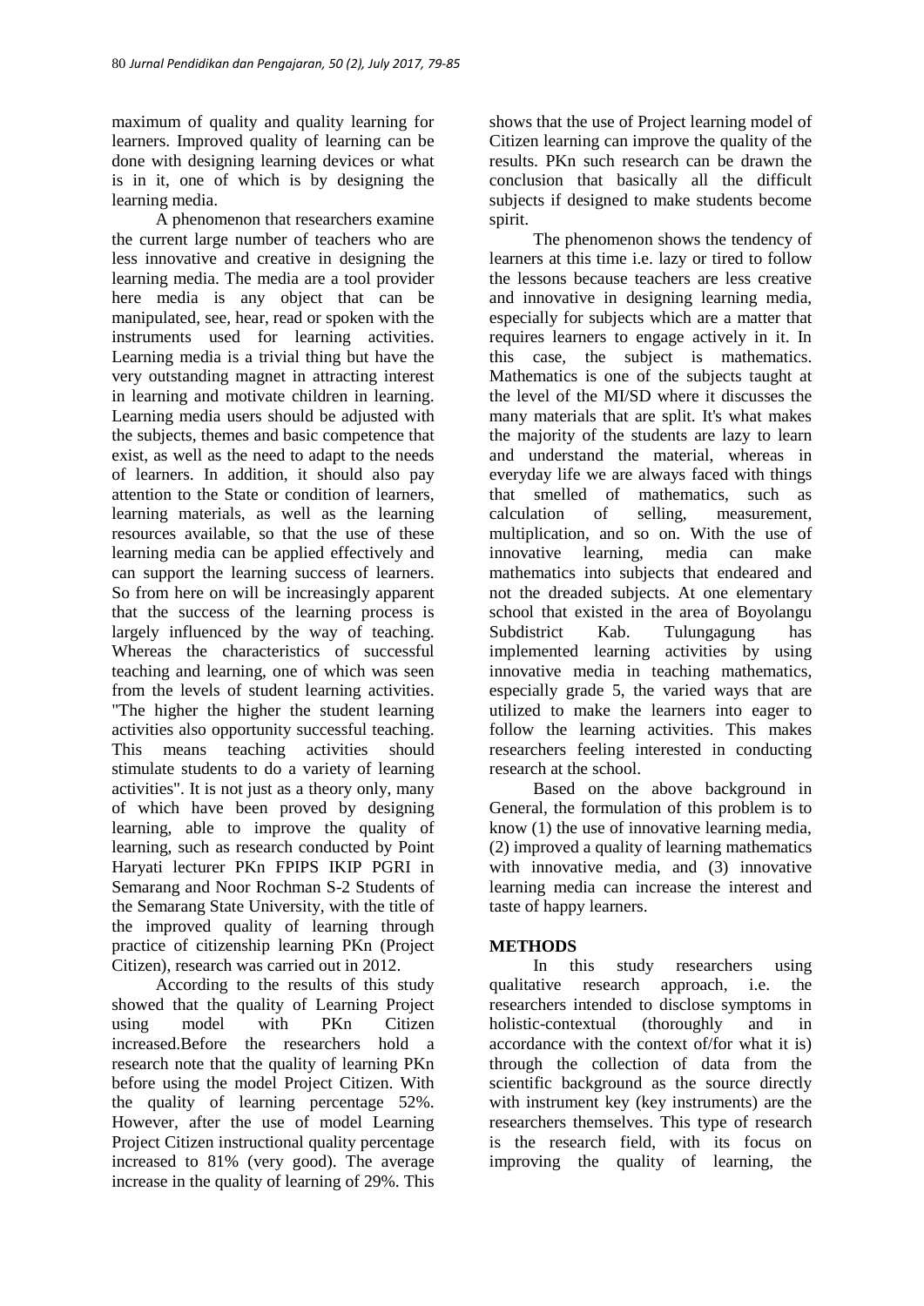maximum of quality and quality learning for learners. Improved quality of learning can be done with designing learning devices or what is in it, one of which is by designing the learning media.

A phenomenon that researchers examine the current large number of teachers who are less innovative and creative in designing the learning media. The media are a tool provider here media is any object that can be manipulated, see, hear, read or spoken with the instruments used for learning activities. Learning media is a trivial thing but have the very outstanding magnet in attracting interest in learning and motivate children in learning. Learning media users should be adjusted with the subjects, themes and basic competence that exist, as well as the need to adapt to the needs of learners. In addition, it should also pay attention to the State or condition of learners, learning materials, as well as the learning resources available, so that the use of these learning media can be applied effectively and can support the learning success of learners. So from here on will be increasingly apparent that the success of the learning process is largely influenced by the way of teaching. Whereas the characteristics of successful teaching and learning, one of which was seen from the levels of student learning activities. "The higher the higher the student learning activities also opportunity successful teaching. This means teaching activities should stimulate students to do a variety of learning activities". It is not just as a theory only, many of which have been proved by designing learning, able to improve the quality of learning, such as research conducted by Point Haryati lecturer PKn FPIPS IKIP PGRI in Semarang and Noor Rochman S-2 Students of the Semarang State University, with the title of the improved quality of learning through practice of citizenship learning PKn (Project Citizen), research was carried out in 2012.

According to the results of this study showed that the quality of Learning Project using model with PKn Citizen increased.Before the researchers hold a research note that the quality of learning PKn before using the model Project Citizen. With the quality of learning percentage 52%. However, after the use of model Learning Project Citizen instructional quality percentage increased to 81% (very good). The average increase in the quality of learning of 29%. This shows that the use of Project learning model of Citizen learning can improve the quality of the results. PKn such research can be drawn the conclusion that basically all the difficult subjects if designed to make students become spirit.

The phenomenon shows the tendency of learners at this time i.e. lazy or tired to follow the lessons because teachers are less creative and innovative in designing learning media, especially for subjects which are a matter that requires learners to engage actively in it. In this case, the subject is mathematics. Mathematics is one of the subjects taught at the level of the MI/SD where it discusses the many materials that are split. It's what makes the majority of the students are lazy to learn and understand the material, whereas in everyday life we are always faced with things that smelled of mathematics, such as calculation of selling, measurement, multiplication, and so on. With the use of innovative learning, media can make mathematics into subjects that endeared and not the dreaded subjects. At one elementary school that existed in the area of Boyolangu Subdistrict Kab. Tulungagung has implemented learning activities by using innovative media in teaching mathematics, especially grade 5, the varied ways that are utilized to make the learners into eager to follow the learning activities. This makes researchers feeling interested in conducting research at the school.

Based on the above background in General, the formulation of this problem is to know (1) the use of innovative learning media, (2) improved a quality of learning mathematics with innovative media, and (3) innovative learning media can increase the interest and taste of happy learners.

## METHODS

In this study researchers using qualitative research approach, i.e. the researchers intended to disclose symptoms in holistic-contextual (thoroughly and in accordance with the context of/for what it is) through the collection of data from the scientific background as the source directly with instrument key (key instruments) are the researchers themselves. This type of research is the research field, with its focus on improving the quality of learning, the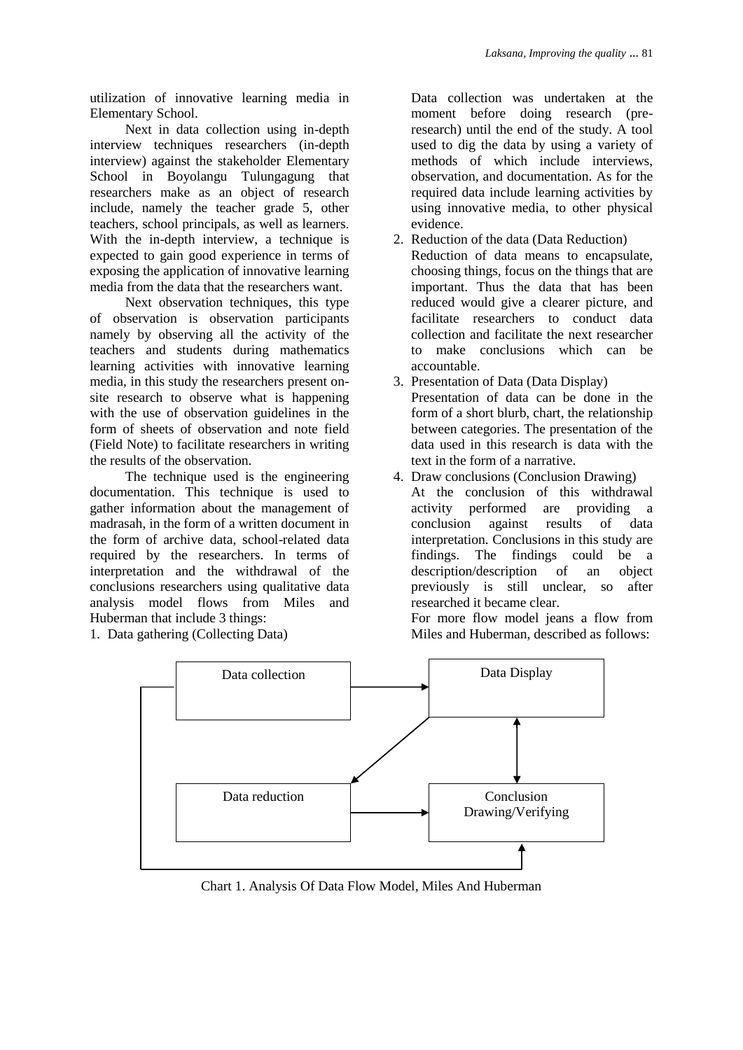utilization of innovative learning media in Elementary School.

Next in data collection using in-depth interview techniques researchers (in-depth interview) against the stakeholder Elementary School in Boyolangu Tulungagung that researchers make as an object of research include, namely the teacher grade 5, other teachers, school principals, as well as learners. With the in-depth interview, a technique is expected to gain good experience in terms of exposing the application of innovative learning media from the data that the researchers want.

Next observation techniques, this type of observation is observation participants namely by observing all the activity of the teachers and students during mathematics learning activities with innovative learning media, in this study the researchers present on-site research to observe what is happening with the use of observation guidelines in the form of sheets of observation and note field (Field Note) to facilitate researchers in writing the results of the observation.

The technique used is the engineering documentation. This technique is used to gather information about the management of madrasah, in the form of a written document in the form of archive data, school-related data required by the researchers. In terms of interpretation and the withdrawal of the conclusions researchers using qualitative data analysis model flows from Miles and Huberman that include 3 things:

1. Data gathering (Collecting Data)
   Data collection was undertaken at the moment before doing research (pre-research) until the end of the study. A tool used to dig the data by using a variety of methods of which include interviews, observation, and documentation. As for the required data include learning activities by using innovative media, to other physical evidence.
2. Reduction of the data (Data Reduction)
   Reduction of data means to encapsulate, choosing things, focus on the things that are important. Thus the data that has been reduced would give a clearer picture, and facilitate researchers to conduct data collection and facilitate the next researcher to make conclusions which can be accountable.
3. Presentation of Data (Data Display)
   Presentation of data can be done in the form of a short blurb, chart, the relationship between categories. The presentation of the data used in this research is data with the text in the form of a narrative.
4. Draw conclusions (Conclusion Drawing)
   At the conclusion of this withdrawal activity performed are providing a conclusion against results of data interpretation. Conclusions in this study are findings. The findings could be a description/description of an object previously is still unclear, so after researched it became clear.

   For more flow model jeans a flow from Miles and Huberman, described as follows:

Data collection → Data Display; Data Display → Data reduction; Data Display ↔ Conclusion Drawing/Verifying; Data reduction → Conclusion Drawing/Verifying; Data collection → Conclusion Drawing/Verifying

Chart 1. Analysis Of Data Flow Model, Miles And Huberman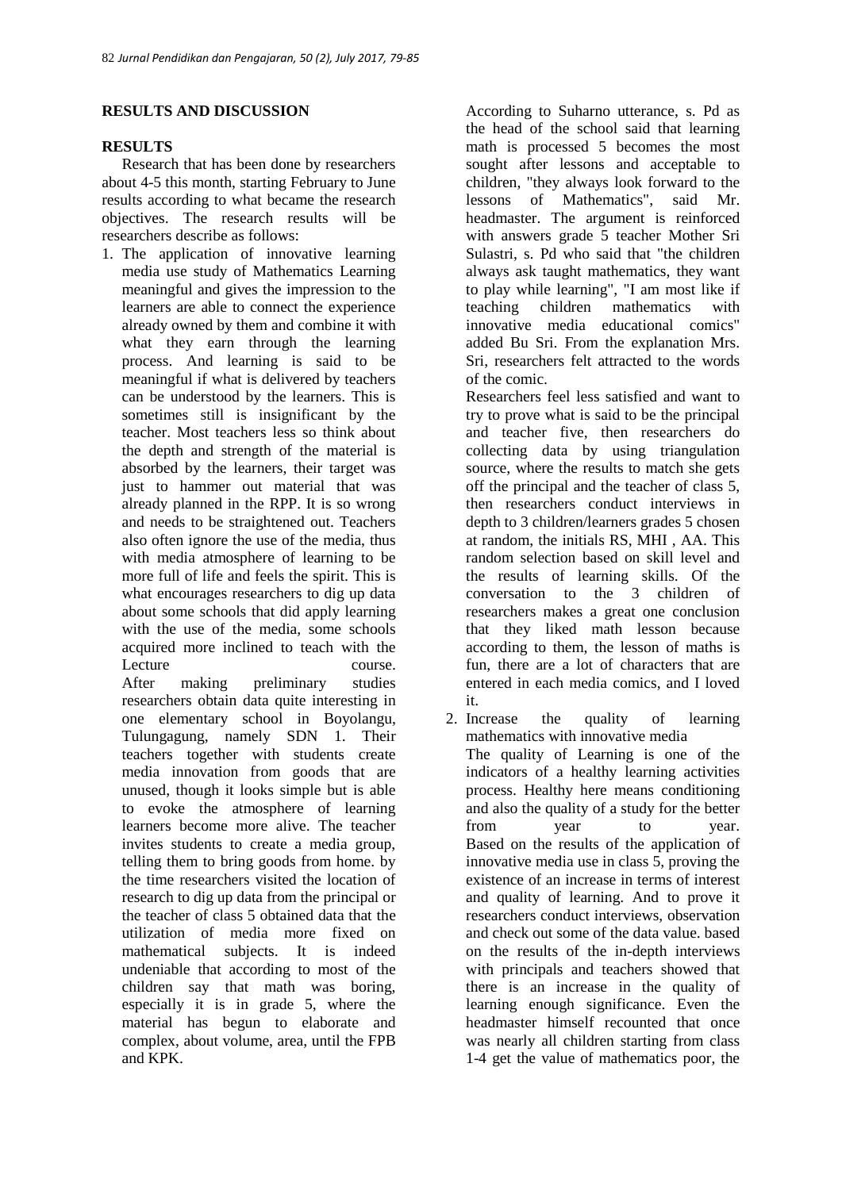## RESULTS AND DISCUSSION

### RESULTS

Research that has been done by researchers about 4-5 this month, starting February to June results according to what became the research objectives. The research results will be researchers describe as follows:

1. The application of innovative learning media use study of Mathematics Learning meaningful and gives the impression to the learners are able to connect the experience already owned by them and combine it with what they earn through the learning process. And learning is said to be meaningful if what is delivered by teachers can be understood by the learners. This is sometimes still is insignificant by the teacher. Most teachers less so think about the depth and strength of the material is absorbed by the learners, their target was just to hammer out material that was already planned in the RPP. It is so wrong and needs to be straightened out. Teachers also often ignore the use of the media, thus with media atmosphere of learning to be more full of life and feels the spirit. This is what encourages researchers to dig up data about some schools that did apply learning with the use of the media, some schools acquired more inclined to teach with the Lecture course.

   After making preliminary studies researchers obtain data quite interesting in one elementary school in Boyolangu, Tulungagung, namely SDN 1. Their teachers together with students create media innovation from goods that are unused, though it looks simple but is able to evoke the atmosphere of learning learners become more alive. The teacher invites students to create a media group, telling them to bring goods from home. by the time researchers visited the location of research to dig up data from the principal or the teacher of class 5 obtained data that the utilization of media more fixed on mathematical subjects. It is indeed undeniable that according to most of the children say that math was boring, especially it is in grade 5, where the material has begun to elaborate and complex, about volume, area, until the FPB and KPK.

   According to Suharno utterance, s. Pd as the head of the school said that learning math is processed 5 becomes the most sought after lessons and acceptable to children, "they always look forward to the lessons of Mathematics", said Mr. headmaster. The argument is reinforced with answers grade 5 teacher Mother Sri Sulastri, s. Pd who said that "the children always ask taught mathematics, they want to play while learning", "I am most like if teaching children mathematics with innovative media educational comics" added Bu Sri. From the explanation Mrs. Sri, researchers felt attracted to the words of the comic.

   Researchers feel less satisfied and want to try to prove what is said to be the principal and teacher five, then researchers do collecting data by using triangulation source, where the results to match she gets off the principal and the teacher of class 5, then researchers conduct interviews in depth to 3 children/learners grades 5 chosen at random, the initials RS, MHI , AA. This random selection based on skill level and the results of learning skills. Of the conversation to the 3 children of researchers makes a great one conclusion that they liked math lesson because according to them, the lesson of maths is fun, there are a lot of characters that are entered in each media comics, and I loved it.

2. Increase the quality of learning mathematics with innovative media

   The quality of Learning is one of the indicators of a healthy learning activities process. Healthy here means conditioning and also the quality of a study for the better from year to year. Based on the results of the application of innovative media use in class 5, proving the existence of an increase in terms of interest and quality of learning. And to prove it researchers conduct interviews, observation and check out some of the data value. based on the results of the in-depth interviews with principals and teachers showed that there is an increase in the quality of learning enough significance. Even the headmaster himself recounted that once was nearly all children starting from class 1-4 get the value of mathematics poor, the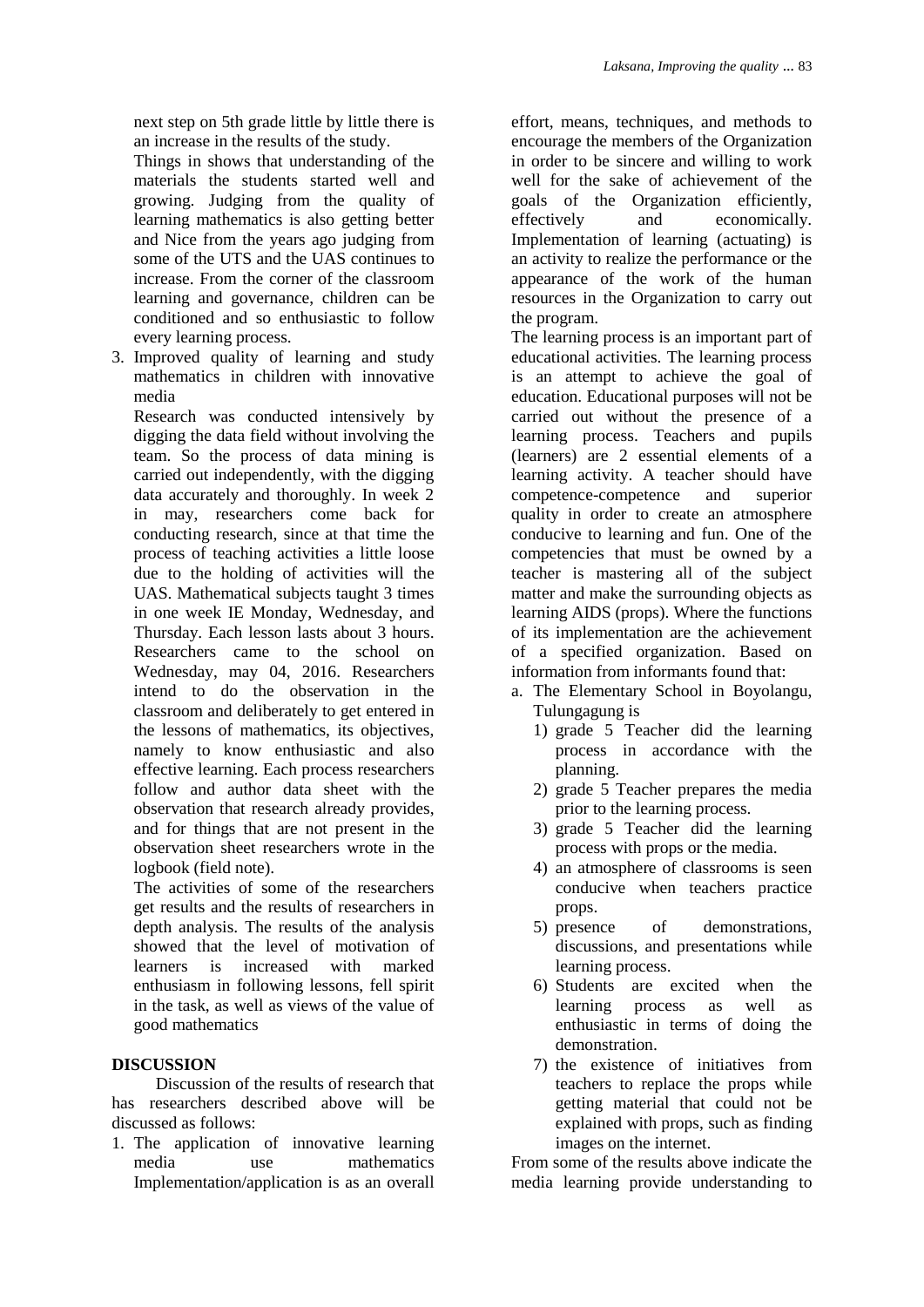next step on 5th grade little by little there is an increase in the results of the study.

Things in shows that understanding of the materials the students started well and growing. Judging from the quality of learning mathematics is also getting better and Nice from the years ago judging from some of the UTS and the UAS continues to increase. From the corner of the classroom learning and governance, children can be conditioned and so enthusiastic to follow every learning process.

3. Improved quality of learning and study mathematics in children with innovative media

   Research was conducted intensively by digging the data field without involving the team. So the process of data mining is carried out independently, with the digging data accurately and thoroughly. In week 2 in may, researchers come back for conducting research, since at that time the process of teaching activities a little loose due to the holding of activities will the UAS. Mathematical subjects taught 3 times in one week IE Monday, Wednesday, and Thursday. Each lesson lasts about 3 hours. Researchers came to the school on Wednesday, may 04, 2016. Researchers intend to do the observation in the classroom and deliberately to get entered in the lessons of mathematics, its objectives, namely to know enthusiastic and also effective learning. Each process researchers follow and author data sheet with the observation that research already provides, and for things that are not present in the observation sheet researchers wrote in the logbook (field note).

   The activities of some of the researchers get results and the results of researchers in depth analysis. The results of the analysis showed that the level of motivation of learners is increased with marked enthusiasm in following lessons, fell spirit in the task, as well as views of the value of good mathematics

## DISCUSSION

Discussion of the results of research that has researchers described above will be discussed as follows:

1. The application of innovative learning media use mathematics Implementation/application is as an overall effort, means, techniques, and methods to encourage the members of the Organization in order to be sincere and willing to work well for the sake of achievement of the goals of the Organization efficiently, effectively and economically. Implementation of learning (actuating) is an activity to realize the performance or the appearance of the work of the human resources in the Organization to carry out the program.

   The learning process is an important part of educational activities. The learning process is an attempt to achieve the goal of education. Educational purposes will not be carried out without the presence of a learning process. Teachers and pupils (learners) are 2 essential elements of a learning activity. A teacher should have competence-competence and superior quality in order to create an atmosphere conducive to learning and fun. One of the competencies that must be owned by a teacher is mastering all of the subject matter and make the surrounding objects as learning AIDS (props). Where the functions of its implementation are the achievement of a specified organization. Based on information from informants found that:

   a. The Elementary School in Boyolangu, Tulungagung is
      1) grade 5 Teacher did the learning process in accordance with the planning.
      2) grade 5 Teacher prepares the media prior to the learning process.
      3) grade 5 Teacher did the learning process with props or the media.
      4) an atmosphere of classrooms is seen conducive when teachers practice props.
      5) presence of demonstrations, discussions, and presentations while learning process.
      6) Students are excited when the learning process as well as enthusiastic in terms of doing the demonstration.
      7) the existence of initiatives from teachers to replace the props while getting material that could not be explained with props, such as finding images on the internet.

   From some of the results above indicate the media learning provide understanding to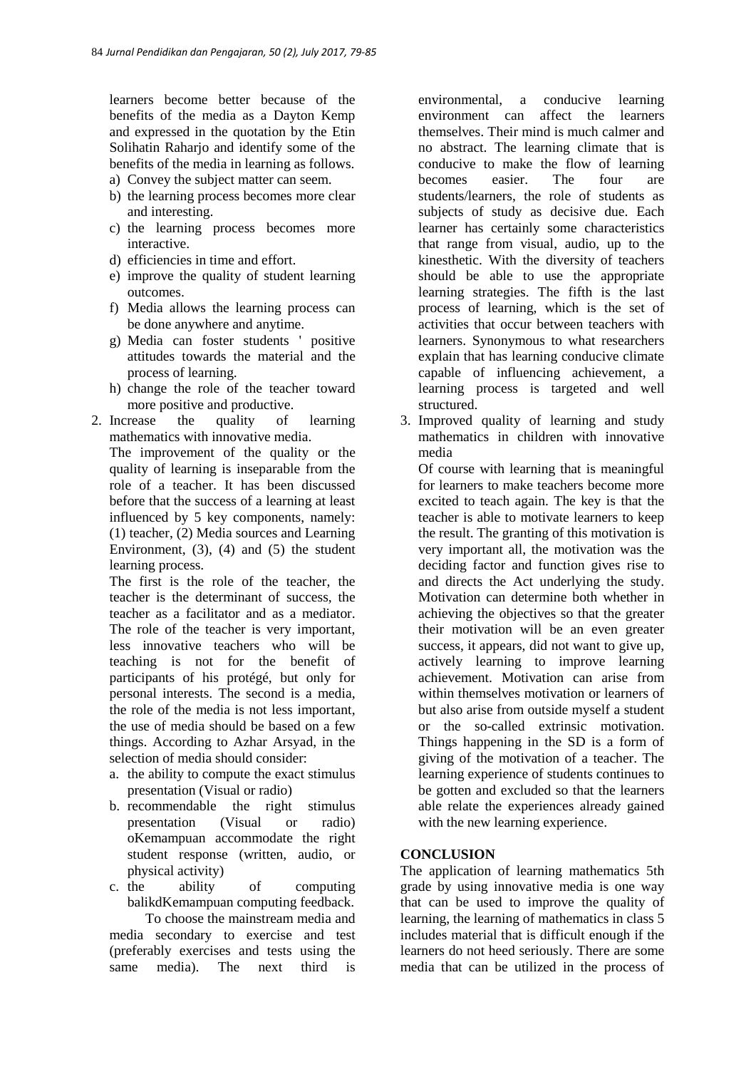learners become better because of the benefits of the media as a Dayton Kemp and expressed in the quotation by the Etin Solihatin Raharjo and identify some of the benefits of the media in learning as follows.

a) Convey the subject matter can seem.
b) the learning process becomes more clear and interesting.
c) the learning process becomes more interactive.
d) efficiencies in time and effort.
e) improve the quality of student learning outcomes.
f) Media allows the learning process can be done anywhere and anytime.
g) Media can foster students ' positive attitudes towards the material and the process of learning.
h) change the role of the teacher toward more positive and productive.

2. Increase the quality of learning mathematics with innovative media.

   The improvement of the quality or the quality of learning is inseparable from the role of a teacher. It has been discussed before that the success of a learning at least influenced by 5 key components, namely: (1) teacher, (2) Media sources and Learning Environment, (3), (4) and (5) the student learning process.

   The first is the role of the teacher, the teacher is the determinant of success, the teacher as a facilitator and as a mediator. The role of the teacher is very important, less innovative teachers who will be teaching is not for the benefit of participants of his protégé, but only for personal interests. The second is a media, the role of the media is not less important, the use of media should be based on a few things. According to Azhar Arsyad, in the selection of media should consider:

   a. the ability to compute the exact stimulus presentation (Visual or radio)
   b. recommendable the right stimulus presentation (Visual or radio) oKemampuan accommodate the right student response (written, audio, or physical activity)
   c. the ability of computing balikdKemampuan computing feedback.

   To choose the mainstream media and media secondary to exercise and test (preferably exercises and tests using the same media). The next third is environmental, a conducive learning environment can affect the learners themselves. Their mind is much calmer and no abstract. The learning climate that is conducive to make the flow of learning becomes easier. The four are students/learners, the role of students as subjects of study as decisive due. Each learner has certainly some characteristics that range from visual, audio, up to the kinesthetic. With the diversity of teachers should be able to use the appropriate learning strategies. The fifth is the last process of learning, which is the set of activities that occur between teachers with learners. Synonymous to what researchers explain that has learning conducive climate capable of influencing achievement, a learning process is targeted and well structured.

3. Improved quality of learning and study mathematics in children with innovative media

   Of course with learning that is meaningful for learners to make teachers become more excited to teach again. The key is that the teacher is able to motivate learners to keep the result. The granting of this motivation is very important all, the motivation was the deciding factor and function gives rise to and directs the Act underlying the study. Motivation can determine both whether in achieving the objectives so that the greater their motivation will be an even greater success, it appears, did not want to give up, actively learning to improve learning achievement. Motivation can arise from within themselves motivation or learners of but also arise from outside myself a student or the so-called extrinsic motivation. Things happening in the SD is a form of giving of the motivation of a teacher. The learning experience of students continues to be gotten and excluded so that the learners able relate the experiences already gained with the new learning experience.

## CONCLUSION

The application of learning mathematics 5th grade by using innovative media is one way that can be used to improve the quality of learning, the learning of mathematics in class 5 includes material that is difficult enough if the learners do not heed seriously. There are some media that can be utilized in the process of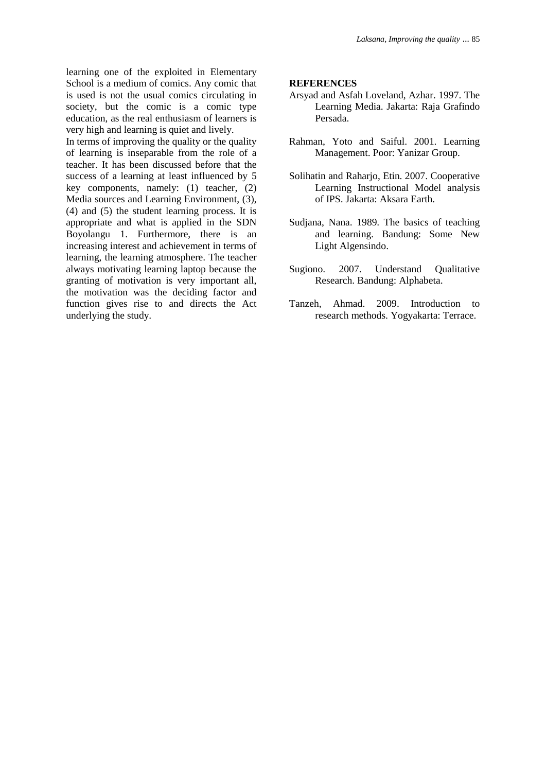learning one of the exploited in Elementary School is a medium of comics. Any comic that is used is not the usual comics circulating in society, but the comic is a comic type education, as the real enthusiasm of learners is very high and learning is quiet and lively.

In terms of improving the quality or the quality of learning is inseparable from the role of a teacher. It has been discussed before that the success of a learning at least influenced by 5 key components, namely: (1) teacher, (2) Media sources and Learning Environment, (3), (4) and (5) the student learning process. It is appropriate and what is applied in the SDN Boyolangu 1. Furthermore, there is an increasing interest and achievement in terms of learning, the learning atmosphere. The teacher always motivating learning laptop because the granting of motivation is very important all, the motivation was the deciding factor and function gives rise to and directs the Act underlying the study.

## REFERENCES

Arsyad and Asfah Loveland, Azhar. 1997. The Learning Media. Jakarta: Raja Grafindo Persada.

Rahman, Yoto and Saiful. 2001. Learning Management. Poor: Yanizar Group.

Solihatin and Raharjo, Etin. 2007. Cooperative Learning Instructional Model analysis of IPS. Jakarta: Aksara Earth.

Sudjana, Nana. 1989. The basics of teaching and learning. Bandung: Some New Light Algensindo.

Sugiono. 2007. Understand Qualitative Research. Bandung: Alphabeta.

Tanzeh, Ahmad. 2009. Introduction to research methods. Yogyakarta: Terrace.